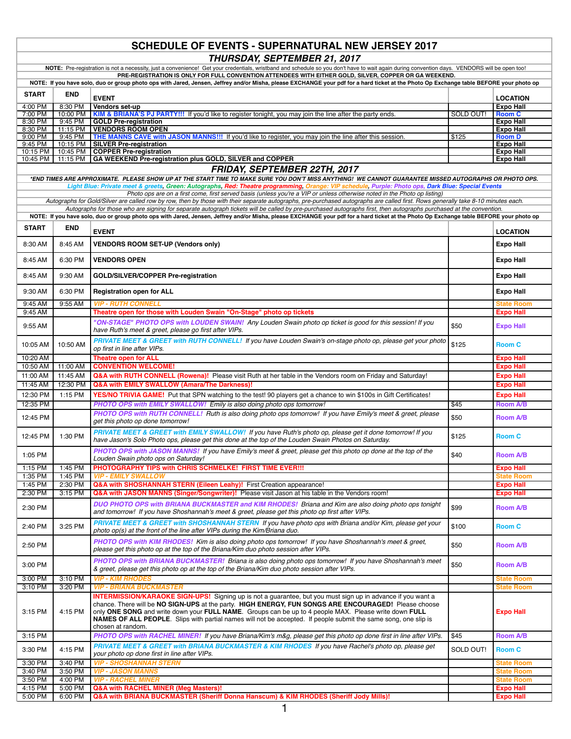# SCHEDULE OF EVENTS - SUPERNATURAL NEW JERSEY 2017

## *THURSDAY, SEPTEMBER 21, 2017*

**NOTE:** Pre-registration is not a necessity, just a convenience! Get your credentials, wristband and schedule so you don't have to wait again during convention days. VENDORS will be open too!

**PRE-REGISTRATION IS ONLY FOR FULL CONVENTION ATTENDEES WITH EITHER GOLD, SILVER, COPPER OR GA WEEKEND.**

**NOTE: If you have solo, duo or group photo ops with Jared, Jensen, Jeffrey and/or Misha, please EXCHANGE your pdf for a hard ticket at the Photo Op Exchange table BEFORE your photo op**

| START | END | EVENT | | LOCATION |
|---|---|---|---|---|
| 4:00 PM | 8:30 PM | **Vendors set-up** | | **Expo Hall** |
| 7:00 PM | 10:00 PM | **KIM & BRIANA'S PJ PARTY!!!** If you'd like to register tonight, you may join the line after the party ends. | SOLD OUT! | **Room C** |
| 8:30 PM | 9:45 PM | **GOLD Pre-registration** | | **Expo Hall** |
| 8:30 PM | 11:15 PM | **VENDORS ROOM OPEN** | | **Expo Hall** |
| 9:00 PM | 9:45 PM | **THE MANNS CAVE with JASON MANNS!!!** If you'd like to register, you may join the line after this session. | $125 | **Room D** |
| 9:45 PM | 10:15 PM | **SILVER Pre-registration** | | **Expo Hall** |
| 10:15 PM | 10:45 PM | **COPPER Pre-registration** | | **Expo Hall** |
| 10:45 PM | 11:15 PM | **GA WEEKEND Pre-registration plus GOLD, SILVER and COPPER** | | **Expo Hall** |

## *FRIDAY, SEPTEMBER 22TH, 2017*

***END TIMES ARE APPROXIMATE. PLEASE SHOW UP AT THE START TIME TO MAKE SURE YOU DON'T MISS ANYTHING! WE CANNOT GUARANTEE MISSED AUTOGRAPHS OR PHOTO OPS.***

***Light Blue: Private meet & greets, Green: Autographs, Red: Theatre programming, Orange: VIP schedule, Purple: Photo ops, Dark Blue: Special Events***

*Photo ops are on a first come, first served basis (unless you're a VIP or unless otherwise noted in the Photo op listing)*

*Autographs for Gold/Silver are called row by row, then by those with their separate autographs, pre-purchased autographs are called first. Rows generally take 8-10 minutes each.*

*Autographs for those who are signing for separate autograph tickets will be called by pre-purchased autographs first, then autographs purchased at the convention.*

**NOTE: If you have solo, duo or group photo ops with Jared, Jensen, Jeffrey and/or Misha, please EXCHANGE your pdf for a hard ticket at the Photo Op Exchange table BEFORE your photo op**

| START | END | EVENT | | LOCATION |
|---|---|---|---|---|
| 8:30 AM | 8:45 AM | **VENDORS ROOM SET-UP (Vendors only)** | | **Expo Hall** |
| 8:45 AM | 6:30 PM | **VENDORS OPEN** | | **Expo Hall** |
| 8:45 AM | 9:30 AM | **GOLD/SILVER/COPPER Pre-registration** | | **Expo Hall** |
| 9:30 AM | 6:30 PM | **Registration open for ALL** | | **Expo Hall** |
| 9:45 AM | 9:55 AM | ***VIP - RUTH CONNELL*** | | **State Room** |
| 9:45 AM | | **Theatre open for those with Louden Swain "On-Stage" photo op tickets** | | **Expo Hall** |
| 9:55 AM | | ***"ON-STAGE" PHOTO OPS with LOUDEN SWAIN!*** *Any Louden Swain photo op ticket is good for this session! If you have Ruth's meet & greet, please go first after VIPs.* | $50 | **Expo Hall** |
| 10:05 AM | 10:50 AM | ***PRIVATE MEET & GREET with RUTH CONNELL!*** *If you have Louden Swain's on-stage photo op, please get your photo op first in line after VIPs.* | $125 | **Room C** |
| 10:20 AM | | **Theatre open for ALL** | | **Expo Hall** |
| 10:50 AM | 11:00 AM | **CONVENTION WELCOME!** | | **Expo Hall** |
| 11:00 AM | 11:45 AM | **Q&A with RUTH CONNELL (Rowena)!** Please visit Ruth at her table in the Vendors room on Friday and Saturday! | | **Expo Hall** |
| 11:45 AM | 12:30 PM | **Q&A with EMILY SWALLOW (Amara/The Darkness)!** | | **Expo Hall** |
| 12:30 PM | 1:15 PM | **YES/NO TRIVIA GAME!** Put that SPN watching to the test! 90 players get a chance to win $100s in Gift Certificates! | | **Expo Hall** |
| 12:35 PM | | ***PHOTO OPS with EMILY SWALLOW!*** *Emily is also doing photo ops tomorrow!* | $45 | **Room A/B** |
| 12:45 PM | | ***PHOTO OPS with RUTH CONNELL!*** *Ruth is also doing photo ops tomorrow! If you have Emily's meet & greet, please get this photo op done tomorrow!* | $50 | **Room A/B** |
| 12:45 PM | 1:30 PM | ***PRIVATE MEET & GREET with EMILY SWALLOW!*** *If you have Ruth's photo op, please get it done tomorrow! If you have Jason's Solo Photo ops, please get this done at the top of the Louden Swain Photos on Saturday.* | $125 | **Room C** |
| 1:05 PM | | ***PHOTO OPS with JASON MANNS!*** *If you have Emily's meet & greet, please get this photo op done at the top of the Louden Swain photo ops on Saturday!* | $40 | **Room A/B** |
| 1:15 PM | 1:45 PM | **PHOTOGRAPHY TIPS with CHRIS SCHMELKE! FIRST TIME EVER!!!** | | **Expo Hall** |
| 1:35 PM | 1:45 PM | ***VIP - EMILY SWALLOW*** | | **State Room** |
| 1:45 PM | 2:30 PM | **Q&A with SHOSHANNAH STERN (Eileen Leahy)!** First Creation appearance! | | **Expo Hall** |
| 2:30 PM | 3:15 PM | **Q&A with JASON MANNS (Singer/Songwriter)!** Please visit Jason at his table in the Vendors room! | | **Expo Hall** |
| 2:30 PM | | ***DUO PHOTO OPS with BRIANA BUCKMASTER and KIM RHODES!*** *Briana and Kim are also doing photo ops tonight and tomorrow! If you have Shoshannah's meet & greet, please get this photo op first after VIPs.* | $99 | **Room A/B** |
| 2:40 PM | 3:25 PM | ***PRIVATE MEET & GREET with SHOSHANNAH STERN*** *If you have photo ops with Briana and/or Kim, please get your photo op(s) at the front of the line after VIPs during the Kim/Briana duo.* | $100 | **Room C** |
| 2:50 PM | | ***PHOTO OPS with KIM RHODES!*** *Kim is also doing photo ops tomorrow! If you have Shoshannah's meet & greet, please get this photo op at the top of the Briana/Kim duo photo session after VIPs.* | $50 | **Room A/B** |
| 3:00 PM | | ***PHOTO OPS with BRIANA BUCKMASTER!*** *Briana is also doing photo ops tomorrow! If you have Shoshannah's meet & greet, please get this photo op at the top of the Briana/Kim duo photo session after VIPs.* | $50 | **Room A/B** |
| 3:00 PM | 3:10 PM | ***VIP - KIM RHODES*** | | **State Room** |
| 3:10 PM | 3:20 PM | ***VIP - BRIANA BUCKMASTER*** | | **State Room** |
| 3:15 PM | 4:15 PM | **INTERMISSION/KARAOKE SIGN-UPS!** Signing up is not a guarantee, but you must sign up in advance if you want a chance. There will be **NO SIGN-UPS** at the party. **HIGH ENERGY, FUN SONGS ARE ENCOURAGED!** Please choose only **ONE SONG** and write down your **FULL NAME**. Groups can be up to 4 people MAX. Please write down **FULL NAMES OF ALL PEOPLE**. Slips with partial names will not be accepted. If people submit the same song, one slip is chosen at random. | | **Expo Hall** |
| 3:15 PM | | ***PHOTO OPS with RACHEL MINER!*** *If you have Briana/Kim's m&g, please get this photo op done first in line after VIPs.* | $45 | **Room A/B** |
| 3:30 PM | 4:15 PM | ***PRIVATE MEET & GREET with BRIANA BUCKMASTER & KIM RHODES*** *If you have Rachel's photo op, please get your photo op done first in line after VIPs.* | SOLD OUT! | **Room C** |
| 3:30 PM | 3:40 PM | ***VIP - SHOSHANNAH STERN*** | | **State Room** |
| 3:40 PM | 3:50 PM | ***VIP - JASON MANNS*** | | **State Room** |
| 3:50 PM | 4:00 PM | ***VIP - RACHEL MINER*** | | **State Room** |
| 4:15 PM | 5:00 PM | **Q&A with RACHEL MINER (Meg Masters)!** | | **Expo Hall** |
| 5:00 PM | 6:00 PM | **Q&A with BRIANA BUCKMASTER (Sheriff Donna Hanscum) & KIM RHODES (Sheriff Jody Mills)!** | | **Expo Hall** |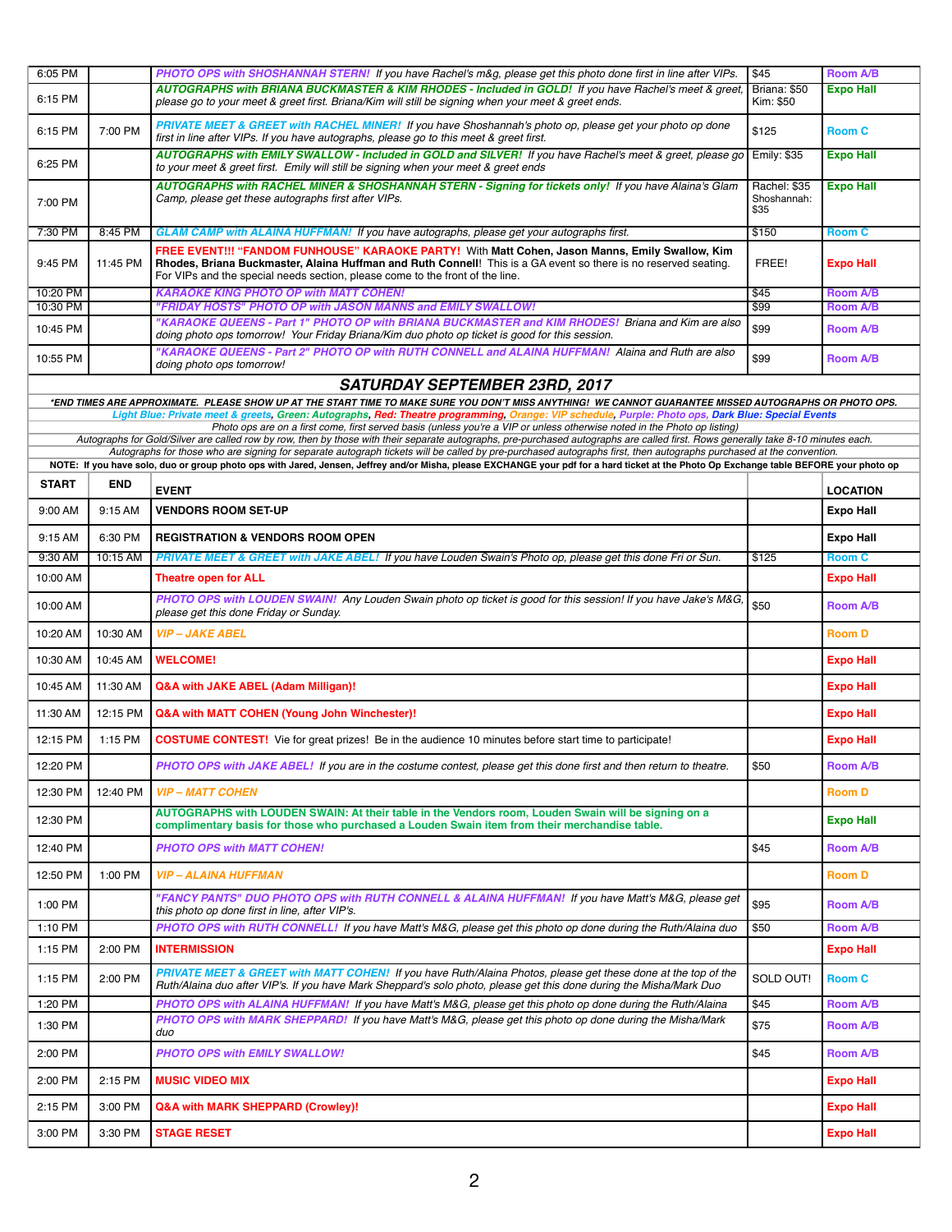| | | | | |
|---|---|---|---|---|
| 6:05 PM | | *PHOTO OPS with SHOSHANNAH STERN!* *If you have Rachel's m&g, please get this photo done first in line after VIPs.* | $45 | Room A/B |
| 6:15 PM | | *AUTOGRAPHS with BRIANA BUCKMASTER & KIM RHODES - Included in GOLD!* *If you have Rachel's meet & greet, please go to your meet & greet first. Briana/Kim will still be signing when your meet & greet ends.* | Briana: $50 Kim: $50 | Expo Hall |
| 6:15 PM | 7:00 PM | *PRIVATE MEET & GREET with RACHEL MINER!* *If you have Shoshannah's photo op, please get your photo op done first in line after VIPs. If you have autographs, please go to this meet & greet first.* | $125 | Room C |
| 6:25 PM | | *AUTOGRAPHS with EMILY SWALLOW - Included in GOLD and SILVER!* *If you have Rachel's meet & greet, please go to your meet & greet first. Emily will still be signing when your meet & greet ends* | Emily: $35 | Expo Hall |
| 7:00 PM | | *AUTOGRAPHS with RACHEL MINER & SHOSHANNAH STERN - Signing for tickets only!* *If you have Alaina's Glam Camp, please get these autographs first after VIPs.* | Rachel: $35 Shoshannah: $35 | Expo Hall |
| 7:30 PM | 8:45 PM | *GLAM CAMP with ALAINA HUFFMAN!* *If you have autographs, please get your autographs first.* | $150 | Room C |
| 9:45 PM | 11:45 PM | **FREE EVENT!!! "FANDOM FUNHOUSE" KARAOKE PARTY!** With **Matt Cohen, Jason Manns, Emily Swallow, Kim Rhodes, Briana Buckmaster, Alaina Huffman and Ruth Connell**! This is a GA event so there is no reserved seating. For VIPs and the special needs section, please come to the front of the line. | FREE! | Expo Hall |
| 10:20 PM | | *KARAOKE KING PHOTO OP with MATT COHEN!* | $45 | Room A/B |
| 10:30 PM | | *"FRIDAY HOSTS" PHOTO OP with JASON MANNS and EMILY SWALLOW!* | $99 | Room A/B |
| 10:45 PM | | *"KARAOKE QUEENS - Part 1" PHOTO OP with BRIANA BUCKMASTER and KIM RHODES!* *Briana and Kim are also doing photo ops tomorrow! Your Friday Briana/Kim duo photo op ticket is good for this session.* | $99 | Room A/B |
| 10:55 PM | | *"KARAOKE QUEENS - Part 2" PHOTO OP with RUTH CONNELL and ALAINA HUFFMAN!* *Alaina and Ruth are also doing photo ops tomorrow!* | $99 | Room A/B |

## SATURDAY SEPTEMBER 23RD, 2017

***END TIMES ARE APPROXIMATE. PLEASE SHOW UP AT THE START TIME TO MAKE SURE YOU DON'T MISS ANYTHING! WE CANNOT GUARANTEE MISSED AUTOGRAPHS OR PHOTO OPS.**

*Light Blue: Private meet & greets, Green: Autographs, Red: Theatre programming, Orange: VIP schedule, Purple: Photo ops, Dark Blue: Special Events*

*Photo ops are on a first come, first served basis (unless you're a VIP or unless otherwise noted in the Photo op listing)*

*Autographs for Gold/Silver are called row by row, then by those with their separate autographs, pre-purchased autographs are called first. Rows generally take 8-10 minutes each.*

*Autographs for those who are signing for separate autograph tickets will be called by pre-purchased autographs first, then autographs purchased at the convention.*

**NOTE: If you have solo, duo or group photo ops with Jared, Jensen, Jeffrey and/or Misha, please EXCHANGE your pdf for a hard ticket at the Photo Op Exchange table BEFORE your photo op**

| START | END | EVENT | | LOCATION |
|---|---|---|---|---|
| 9:00 AM | 9:15 AM | **VENDORS ROOM SET-UP** | | Expo Hall |
| 9:15 AM | 6:30 PM | **REGISTRATION & VENDORS ROOM OPEN** | | Expo Hall |
| 9:30 AM | 10:15 AM | *PRIVATE MEET & GREET with JAKE ABEL!* *If you have Louden Swain's Photo op, please get this done Fri or Sun.* | $125 | Room C |
| 10:00 AM | | **Theatre open for ALL** | | Expo Hall |
| 10:00 AM | | *PHOTO OPS with LOUDEN SWAIN!* *Any Louden Swain photo op ticket is good for this session! If you have Jake's M&G, please get this done Friday or Sunday.* | $50 | Room A/B |
| 10:20 AM | 10:30 AM | *VIP – JAKE ABEL* | | Room D |
| 10:30 AM | 10:45 AM | **WELCOME!** | | Expo Hall |
| 10:45 AM | 11:30 AM | **Q&A with JAKE ABEL (Adam Milligan)!** | | Expo Hall |
| 11:30 AM | 12:15 PM | **Q&A with MATT COHEN (Young John Winchester)!** | | Expo Hall |
| 12:15 PM | 1:15 PM | **COSTUME CONTEST!** Vie for great prizes! Be in the audience 10 minutes before start time to participate! | | Expo Hall |
| 12:20 PM | | *PHOTO OPS with JAKE ABEL!* *If you are in the costume contest, please get this done first and then return to theatre.* | $50 | Room A/B |
| 12:30 PM | 12:40 PM | *VIP – MATT COHEN* | | Room D |
| 12:30 PM | | **AUTOGRAPHS with LOUDEN SWAIN: At their table in the Vendors room, Louden Swain will be signing on a complimentary basis for those who purchased a Louden Swain item from their merchandise table.** | | Expo Hall |
| 12:40 PM | | *PHOTO OPS with MATT COHEN!* | $45 | Room A/B |
| 12:50 PM | 1:00 PM | *VIP – ALAINA HUFFMAN* | | Room D |
| 1:00 PM | | *"FANCY PANTS" DUO PHOTO OPS with RUTH CONNELL & ALAINA HUFFMAN!* *If you have Matt's M&G, please get this photo op done first in line, after VIP's.* | $95 | Room A/B |
| 1:10 PM | | *PHOTO OPS with RUTH CONNELL!* *If you have Matt's M&G, please get this photo op done during the Ruth/Alaina duo* | $50 | Room A/B |
| 1:15 PM | 2:00 PM | **INTERMISSION** | | Expo Hall |
| 1:15 PM | 2:00 PM | *PRIVATE MEET & GREET with MATT COHEN!* *If you have Ruth/Alaina Photos, please get these done at the top of the Ruth/Alaina duo after VIP's. If you have Mark Sheppard's solo photo, please get this done during the Misha/Mark Duo* | SOLD OUT! | Room C |
| 1:20 PM | | *PHOTO OPS with ALAINA HUFFMAN!* *If you have Matt's M&G, please get this photo op done during the Ruth/Alaina* | $45 | Room A/B |
| 1:30 PM | | *PHOTO OPS with MARK SHEPPARD!* *If you have Matt's M&G, please get this photo op done during the Misha/Mark duo* | $75 | Room A/B |
| 2:00 PM | | *PHOTO OPS with EMILY SWALLOW!* | $45 | Room A/B |
| 2:00 PM | 2:15 PM | **MUSIC VIDEO MIX** | | Expo Hall |
| 2:15 PM | 3:00 PM | **Q&A with MARK SHEPPARD (Crowley)!** | | Expo Hall |
| 3:00 PM | 3:30 PM | **STAGE RESET** | | Expo Hall |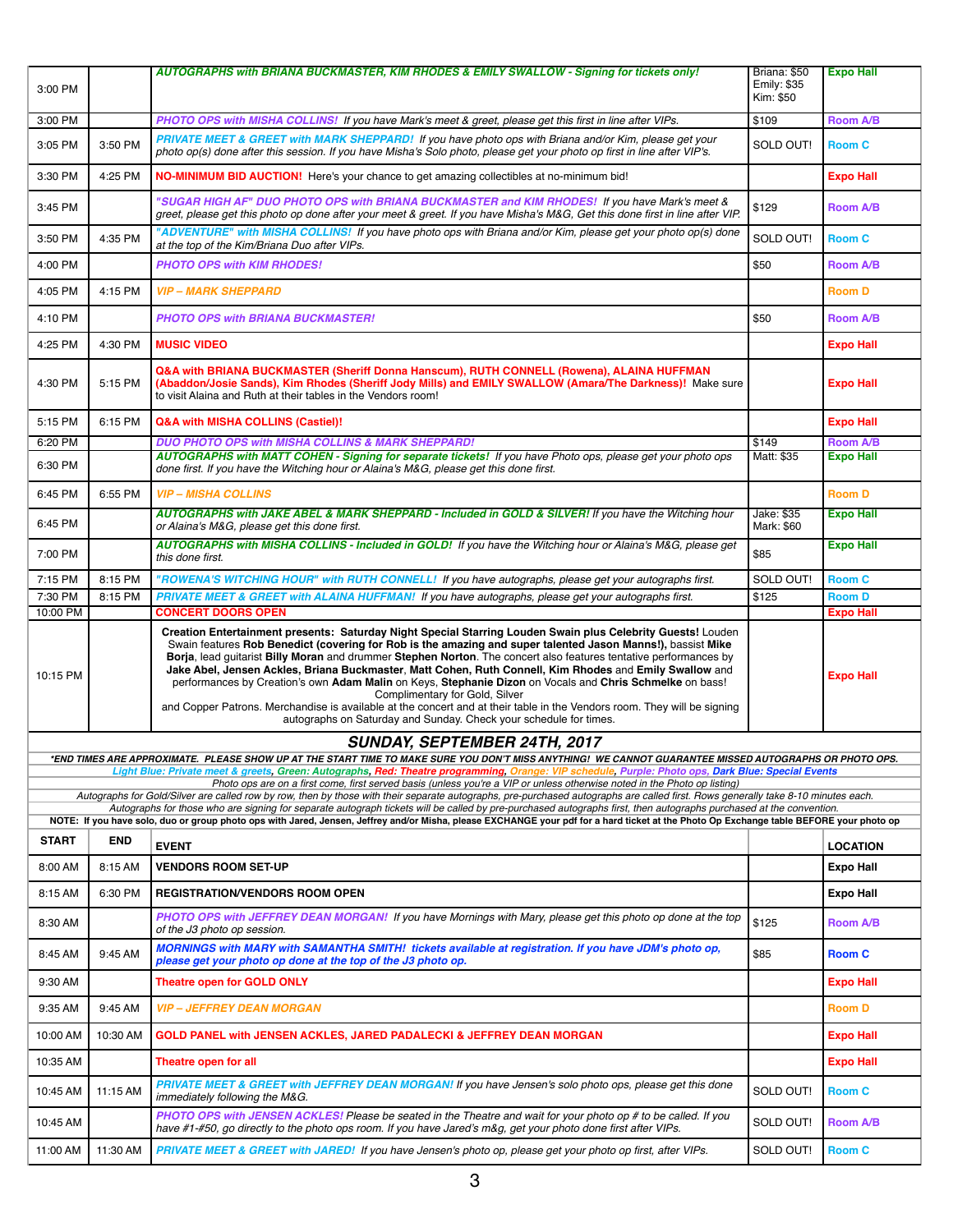| | | | | |
|---|---|---|---|---|
| 3:00 PM | | ***AUTOGRAPHS with BRIANA BUCKMASTER, KIM RHODES & EMILY SWALLOW - Signing for tickets only!*** | Briana: $50<br>Emily: $35<br>Kim: $50 | **Expo Hall** |
| 3:00 PM | | ***PHOTO OPS with MISHA COLLINS!*** *If you have Mark's meet & greet, please get this first in line after VIPs.* | $109 | **Room A/B** |
| 3:05 PM | 3:50 PM | ***PRIVATE MEET & GREET with MARK SHEPPARD!*** *If you have photo ops with Briana and/or Kim, please get your photo op(s) done after this session. If you have Misha's Solo photo, please get your photo op first in line after VIP's.* | SOLD OUT! | **Room C** |
| 3:30 PM | 4:25 PM | **NO-MINIMUM BID AUCTION!** Here's your chance to get amazing collectibles at no-minimum bid! | | **Expo Hall** |
| 3:45 PM | | ***"SUGAR HIGH AF" DUO PHOTO OPS with BRIANA BUCKMASTER and KIM RHODES!*** *If you have Mark's meet & greet, please get this photo op done after your meet & greet. If you have Misha's M&G, Get this done first in line after VIP.* | $129 | **Room A/B** |
| 3:50 PM | 4:35 PM | ***"ADVENTURE" with MISHA COLLINS!*** *If you have photo ops with Briana and/or Kim, please get your photo op(s) done at the top of the Kim/Briana Duo after VIPs.* | SOLD OUT! | **Room C** |
| 4:00 PM | | ***PHOTO OPS with KIM RHODES!*** | $50 | **Room A/B** |
| 4:05 PM | 4:15 PM | ***VIP – MARK SHEPPARD*** | | **Room D** |
| 4:10 PM | | ***PHOTO OPS with BRIANA BUCKMASTER!*** | $50 | **Room A/B** |
| 4:25 PM | 4:30 PM | **MUSIC VIDEO** | | **Expo Hall** |
| 4:30 PM | 5:15 PM | **Q&A with BRIANA BUCKMASTER (Sheriff Donna Hanscum), RUTH CONNELL (Rowena), ALAINA HUFFMAN (Abaddon/Josie Sands), Kim Rhodes (Sheriff Jody Mills) and EMILY SWALLOW (Amara/The Darkness)!** Make sure to visit Alaina and Ruth at their tables in the Vendors room! | | **Expo Hall** |
| 5:15 PM | 6:15 PM | **Q&A with MISHA COLLINS (Castiel)!** | | **Expo Hall** |
| 6:20 PM | | ***DUO PHOTO OPS with MISHA COLLINS & MARK SHEPPARD!*** | $149 | **Room A/B** |
| 6:30 PM | | ***AUTOGRAPHS with MATT COHEN - Signing for separate tickets!*** *If you have Photo ops, please get your photo ops done first. If you have the Witching hour or Alaina's M&G, please get this done first.* | Matt: $35 | **Expo Hall** |
| 6:45 PM | 6:55 PM | ***VIP – MISHA COLLINS*** | | **Room D** |
| 6:45 PM | | ***AUTOGRAPHS with JAKE ABEL & MARK SHEPPARD - Included in GOLD & SILVER!*** *If you have the Witching hour or Alaina's M&G, please get this done first.* | Jake: $35<br>Mark: $60 | **Expo Hall** |
| 7:00 PM | | ***AUTOGRAPHS with MISHA COLLINS - Included in GOLD!*** *If you have the Witching hour or Alaina's M&G, please get this done first.* | $85 | **Expo Hall** |
| 7:15 PM | 8:15 PM | ***"ROWENA'S WITCHING HOUR" with RUTH CONNELL!*** *If you have autographs, please get your autographs first.* | SOLD OUT! | **Room C** |
| 7:30 PM | 8:15 PM | ***PRIVATE MEET & GREET with ALAINA HUFFMAN!*** *If you have autographs, please get your autographs first.* | $125 | **Room D** |
| 10:00 PM | | **CONCERT DOORS OPEN** | | **Expo Hall** |
| 10:15 PM | | **Creation Entertainment presents: Saturday Night Special Starring Louden Swain plus Celebrity Guests!** Louden Swain features **Rob Benedict (covering for Rob is the amazing and super talented Jason Manns!)**, bassist **Mike Borja**, lead guitarist **Billy Moran** and drummer **Stephen Norton**. The concert also features tentative performances by **Jake Abel, Jensen Ackles, Briana Buckmaster, Matt Cohen, Ruth Connell, Kim Rhodes** and **Emily Swallow** and performances by Creation's own **Adam Malin** on Keys, **Stephanie Dizon** on Vocals and **Chris Schmelke** on bass! Complimentary for Gold, Silver and Copper Patrons. Merchandise is available at the concert and at their table in the Vendors room. They will be signing autographs on Saturday and Sunday. Check your schedule for times. | | **Expo Hall** |

## SUNDAY, SEPTEMBER 24TH, 2017

***END TIMES ARE APPROXIMATE. PLEASE SHOW UP AT THE START TIME TO MAKE SURE YOU DON'T MISS ANYTHING! WE CANNOT GUARANTEE MISSED AUTOGRAPHS OR PHOTO OPS.**

***Light Blue: Private meet & greets, Green: Autographs, Red: Theatre programming, Orange: VIP schedule, Purple: Photo ops, Dark Blue: Special Events***

*Photo ops are on a first come, first served basis (unless you're a VIP or unless otherwise noted in the Photo op listing)*

*Autographs for Gold/Silver are called row by row, then by those with their separate autographs, pre-purchased autographs are called first. Rows generally take 8-10 minutes each.*

*Autographs for those who are signing for separate autograph tickets will be called by pre-purchased autographs first, then autographs purchased at the convention.*

**NOTE: If you have solo, duo or group photo ops with Jared, Jensen, Jeffrey and/or Misha, please EXCHANGE your pdf for a hard ticket at the Photo Op Exchange table BEFORE your photo op**

| START | END | EVENT | | LOCATION |
|---|---|---|---|---|
| 8:00 AM | 8:15 AM | **VENDORS ROOM SET-UP** | | **Expo Hall** |
| 8:15 AM | 6:30 PM | **REGISTRATION/VENDORS ROOM OPEN** | | **Expo Hall** |
| 8:30 AM | | ***PHOTO OPS with JEFFREY DEAN MORGAN!*** *If you have Mornings with Mary, please get this photo op done at the top of the J3 photo op session.* | $125 | **Room A/B** |
| 8:45 AM | 9:45 AM | ***MORNINGS with MARY with SAMANTHA SMITH! tickets available at registration. If you have JDM's photo op, please get your photo op done at the top of the J3 photo op.*** | $85 | **Room C** |
| 9:30 AM | | **Theatre open for GOLD ONLY** | | **Expo Hall** |
| 9:35 AM | 9:45 AM | ***VIP – JEFFREY DEAN MORGAN*** | | **Room D** |
| 10:00 AM | 10:30 AM | **GOLD PANEL with JENSEN ACKLES, JARED PADALECKI & JEFFREY DEAN MORGAN** | | **Expo Hall** |
| 10:35 AM | | **Theatre open for all** | | **Expo Hall** |
| 10:45 AM | 11:15 AM | ***PRIVATE MEET & GREET with JEFFREY DEAN MORGAN!*** *If you have Jensen's solo photo ops, please get this done immediately following the M&G.* | SOLD OUT! | **Room C** |
| 10:45 AM | | ***PHOTO OPS with JENSEN ACKLES!*** *Please be seated in the Theatre and wait for your photo op # to be called. If you have #1-#50, go directly to the photo ops room. If you have Jared's m&g, get your photo done first after VIPs.* | SOLD OUT! | **Room A/B** |
| 11:00 AM | 11:30 AM | ***PRIVATE MEET & GREET with JARED!*** *If you have Jensen's photo op, please get your photo op first, after VIPs.* | SOLD OUT! | **Room C** |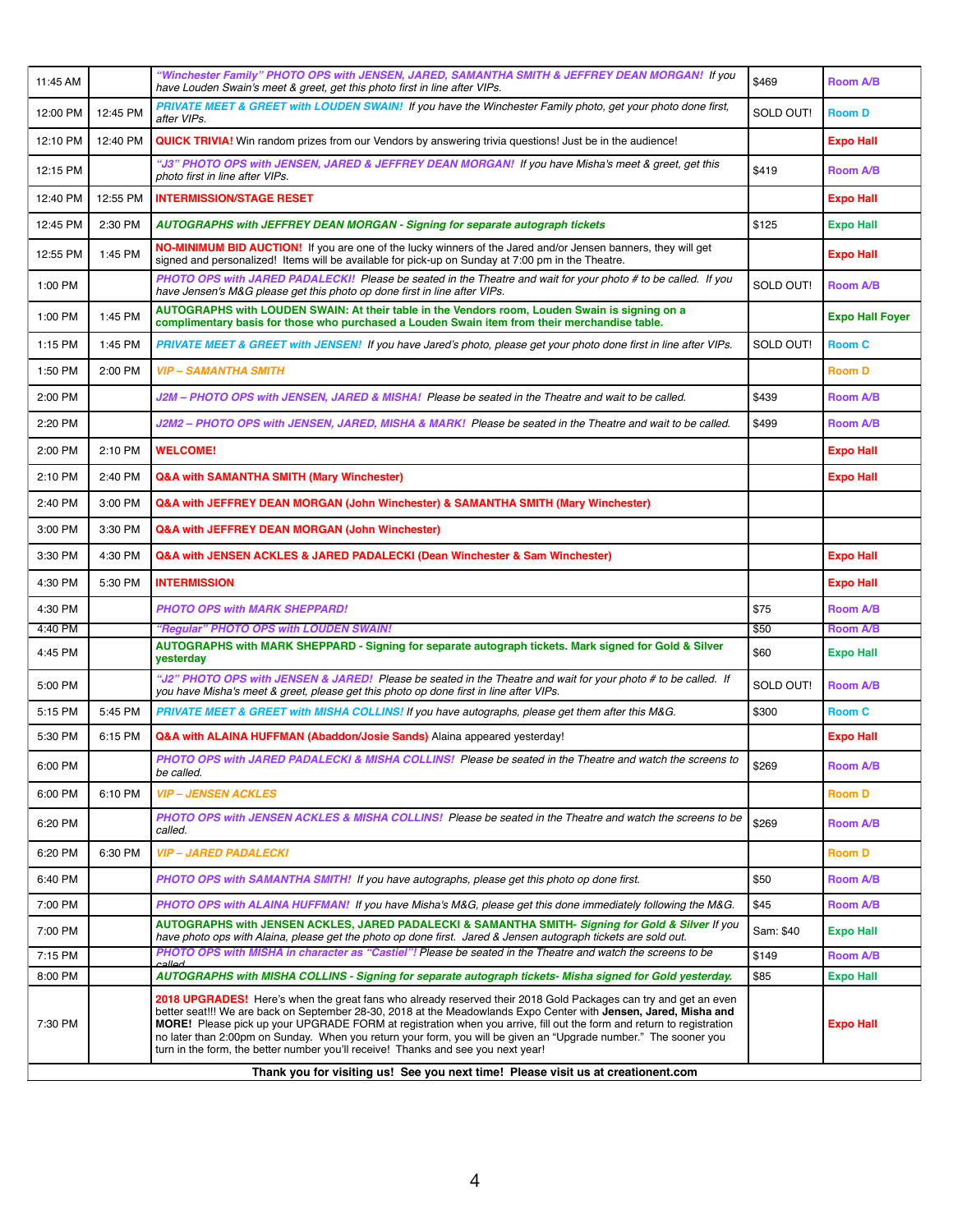| | | | | |
|---|---|---|---|---|
| 11:45 AM | | *"Winchester Family" PHOTO OPS with JENSEN, JARED, SAMANTHA SMITH & JEFFREY DEAN MORGAN!* *If you have Louden Swain's meet & greet, get this photo first in line after VIPs.* | $469 | **Room A/B** |
| 12:00 PM | 12:45 PM | ***PRIVATE MEET & GREET with LOUDEN SWAIN!*** *If you have the Winchester Family photo, get your photo done first, after VIPs.* | SOLD OUT! | **Room D** |
| 12:10 PM | 12:40 PM | **QUICK TRIVIA!** Win random prizes from our Vendors by answering trivia questions! Just be in the audience! | | **Expo Hall** |
| 12:15 PM | | ***"J3" PHOTO OPS with JENSEN, JARED & JEFFREY DEAN MORGAN!*** *If you have Misha's meet & greet, get this photo first in line after VIPs.* | $419 | **Room A/B** |
| 12:40 PM | 12:55 PM | **INTERMISSION/STAGE RESET** | | **Expo Hall** |
| 12:45 PM | 2:30 PM | ***AUTOGRAPHS with JEFFREY DEAN MORGAN - Signing for separate autograph tickets*** | $125 | **Expo Hall** |
| 12:55 PM | 1:45 PM | **NO-MINIMUM BID AUCTION!** If you are one of the lucky winners of the Jared and/or Jensen banners, they will get signed and personalized! Items will be available for pick-up on Sunday at 7:00 pm in the Theatre. | | **Expo Hall** |
| 1:00 PM | | ***PHOTO OPS with JARED PADALECKI!*** *Please be seated in the Theatre and wait for your photo # to be called. If you have Jensen's M&G please get this photo op done first in line after VIPs.* | SOLD OUT! | **Room A/B** |
| 1:00 PM | 1:45 PM | **AUTOGRAPHS with LOUDEN SWAIN: At their table in the Vendors room, Louden Swain is signing on a complimentary basis for those who purchased a Louden Swain item from their merchandise table.** | | **Expo Hall Foyer** |
| 1:15 PM | 1:45 PM | ***PRIVATE MEET & GREET with JENSEN!*** *If you have Jared's photo, please get your photo done first in line after VIPs.* | SOLD OUT! | **Room C** |
| 1:50 PM | 2:00 PM | ***VIP – SAMANTHA SMITH*** | | **Room D** |
| 2:00 PM | | ***J2M – PHOTO OPS with JENSEN, JARED & MISHA!*** *Please be seated in the Theatre and wait to be called.* | $439 | **Room A/B** |
| 2:20 PM | | ***J2M2 – PHOTO OPS with JENSEN, JARED, MISHA & MARK!*** *Please be seated in the Theatre and wait to be called.* | $499 | **Room A/B** |
| 2:00 PM | 2:10 PM | **WELCOME!** | | **Expo Hall** |
| 2:10 PM | 2:40 PM | **Q&A with SAMANTHA SMITH (Mary Winchester)** | | **Expo Hall** |
| 2:40 PM | 3:00 PM | **Q&A with JEFFREY DEAN MORGAN (John Winchester) & SAMANTHA SMITH (Mary Winchester)** | | |
| 3:00 PM | 3:30 PM | **Q&A with JEFFREY DEAN MORGAN (John Winchester)** | | |
| 3:30 PM | 4:30 PM | **Q&A with JENSEN ACKLES & JARED PADALECKI (Dean Winchester & Sam Winchester)** | | **Expo Hall** |
| 4:30 PM | 5:30 PM | **INTERMISSION** | | **Expo Hall** |
| 4:30 PM | | ***PHOTO OPS with MARK SHEPPARD!*** | $75 | **Room A/B** |
| 4:40 PM | | ***"Regular" PHOTO OPS with LOUDEN SWAIN!*** | $50 | **Room A/B** |
| 4:45 PM | | **AUTOGRAPHS with MARK SHEPPARD - Signing for separate autograph tickets. Mark signed for Gold & Silver yesterday** | $60 | **Expo Hall** |
| 5:00 PM | | ***"J2" PHOTO OPS with JENSEN & JARED!*** *Please be seated in the Theatre and wait for your photo # to be called. If you have Misha's meet & greet, please get this photo op done first in line after VIPs.* | SOLD OUT! | **Room A/B** |
| 5:15 PM | 5:45 PM | ***PRIVATE MEET & GREET with MISHA COLLINS!*** *If you have autographs, please get them after this M&G.* | $300 | **Room C** |
| 5:30 PM | 6:15 PM | **Q&A with ALAINA HUFFMAN (Abaddon/Josie Sands)** Alaina appeared yesterday! | | **Expo Hall** |
| 6:00 PM | | ***PHOTO OPS with JARED PADALECKI & MISHA COLLINS!*** *Please be seated in the Theatre and watch the screens to be called.* | $269 | **Room A/B** |
| 6:00 PM | 6:10 PM | ***VIP – JENSEN ACKLES*** | | **Room D** |
| 6:20 PM | | ***PHOTO OPS with JENSEN ACKLES & MISHA COLLINS!*** *Please be seated in the Theatre and watch the screens to be called.* | $269 | **Room A/B** |
| 6:20 PM | 6:30 PM | ***VIP – JARED PADALECKI*** | | **Room D** |
| 6:40 PM | | ***PHOTO OPS with SAMANTHA SMITH!*** *If you have autographs, please get this photo op done first.* | $50 | **Room A/B** |
| 7:00 PM | | ***PHOTO OPS with ALAINA HUFFMAN!*** *If you have Misha's M&G, please get this done immediately following the M&G.* | $45 | **Room A/B** |
| 7:00 PM | | **AUTOGRAPHS with JENSEN ACKLES, JARED PADALECKI & SAMANTHA SMITH-** ***Signing for Gold & Silver*** *If you have photo ops with Alaina, please get the photo op done first. Jared & Jensen autograph tickets are sold out.* | Sam: $40 | **Expo Hall** |
| 7:15 PM | | ***PHOTO OPS with MISHA in character as "Castiel"!*** *Please be seated in the Theatre and watch the screens to be called.* | $149 | **Room A/B** |
| 8:00 PM | | ***AUTOGRAPHS with MISHA COLLINS - Signing for separate autograph tickets- Misha signed for Gold yesterday.*** | $85 | **Expo Hall** |
| 7:30 PM | | **2018 UPGRADES!** Here's when the great fans who already reserved their 2018 Gold Packages can try and get an even better seat!!! We are back on September 28-30, 2018 at the Meadowlands Expo Center with **Jensen, Jared, Misha and MORE!** Please pick up your UPGRADE FORM at registration when you arrive, fill out the form and return to registration no later than 2:00pm on Sunday. When you return your form, you will be given an "Upgrade number." The sooner you turn in the form, the better number you'll receive! Thanks and see you next year! | | **Expo Hall** |

**Thank you for visiting us! See you next time! Please visit us at creationent.com**